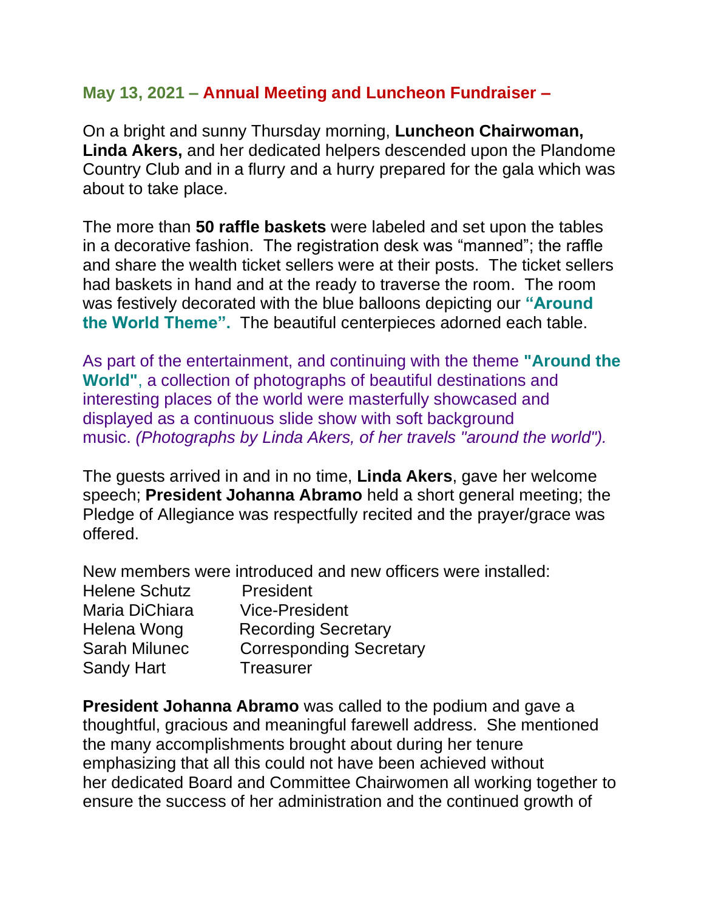**May 13, 2021 – Annual Meeting and Luncheon Fundraiser –**

On a bright and sunny Thursday morning, **Luncheon Chairwoman, Linda Akers,** and her dedicated helpers descended upon the Plandome Country Club and in a flurry and a hurry prepared for the gala which was about to take place.

The more than **50 raffle baskets** were labeled and set upon the tables in a decorative fashion. The registration desk was "manned"; the raffle and share the wealth ticket sellers were at their posts. The ticket sellers had baskets in hand and at the ready to traverse the room. The room was festively decorated with the blue balloons depicting our **"Around the World Theme".** The beautiful centerpieces adorned each table.

As part of the entertainment, and continuing with the theme **"Around the World"**, a collection of photographs of beautiful destinations and interesting places of the world were masterfully showcased and displayed as a continuous slide show with soft background music. *(Photographs by Linda Akers, of her travels "around the world").*

The guests arrived in and in no time, **Linda Akers**, gave her welcome speech; **President Johanna Abramo** held a short general meeting; the Pledge of Allegiance was respectfully recited and the prayer/grace was offered.

New members were introduced and new officers were installed:

| | |
|---|---|
| Helene Schutz | President |
| Maria DiChiara | Vice-President |
| Helena Wong | Recording Secretary |
| Sarah Milunec | Corresponding Secretary |
| Sandy Hart | Treasurer |

**President Johanna Abramo** was called to the podium and gave a thoughtful, gracious and meaningful farewell address. She mentioned the many accomplishments brought about during her tenure emphasizing that all this could not have been achieved without her dedicated Board and Committee Chairwomen all working together to ensure the success of her administration and the continued growth of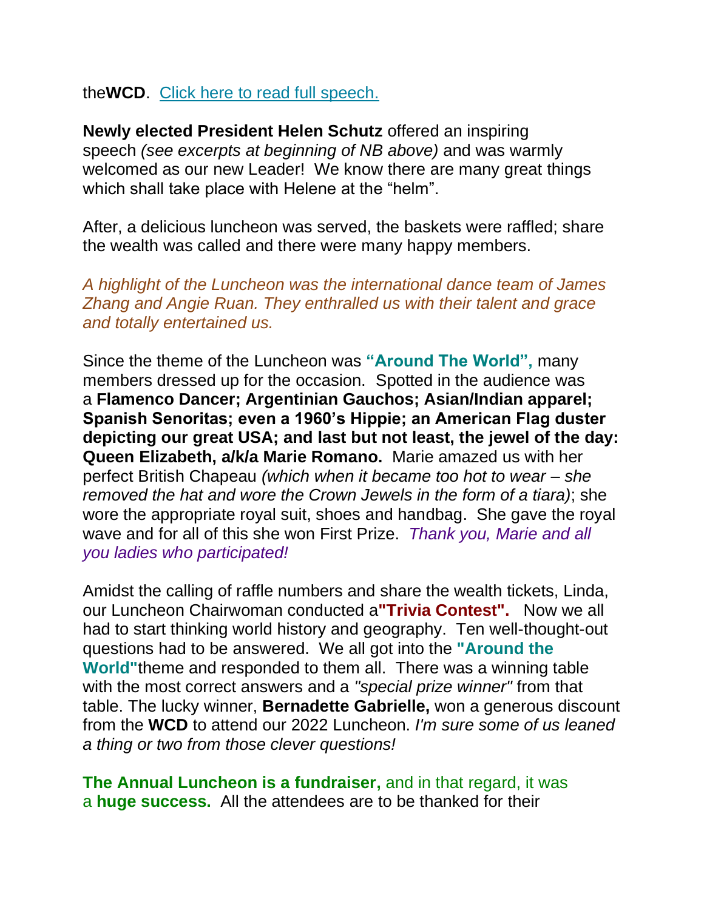the**WCD**. [Click here to read full speech.]

**Newly elected President Helen Schutz** offered an inspiring speech *(see excerpts at beginning of NB above)* and was warmly welcomed as our new Leader! We know there are many great things which shall take place with Helene at the "helm".

After, a delicious luncheon was served, the baskets were raffled; share the wealth was called and there were many happy members.

*A highlight of the Luncheon was the international dance team of James Zhang and Angie Ruan. They enthralled us with their talent and grace and totally entertained us.*

Since the theme of the Luncheon was **"Around The World",** many members dressed up for the occasion. Spotted in the audience was a **Flamenco Dancer; Argentinian Gauchos; Asian/Indian apparel; Spanish Senoritas; even a 1960's Hippie; an American Flag duster depicting our great USA; and last but not least, the jewel of the day: Queen Elizabeth, a/k/a Marie Romano.** Marie amazed us with her perfect British Chapeau *(which when it became too hot to wear – she removed the hat and wore the Crown Jewels in the form of a tiara)*; she wore the appropriate royal suit, shoes and handbag. She gave the royal wave and for all of this she won First Prize. *Thank you, Marie and all you ladies who participated!*

Amidst the calling of raffle numbers and share the wealth tickets, Linda, our Luncheon Chairwoman conducted a**"Trivia Contest".** Now we all had to start thinking world history and geography. Ten well-thought-out questions had to be answered. We all got into the **"Around the World"**theme and responded to them all. There was a winning table with the most correct answers and a *"special prize winner"* from that table. The lucky winner, **Bernadette Gabrielle,** won a generous discount from the **WCD** to attend our 2022 Luncheon. *I'm sure some of us leaned a thing or two from those clever questions!*

**The Annual Luncheon is a fundraiser,** and in that regard, it was a **huge success.** All the attendees are to be thanked for their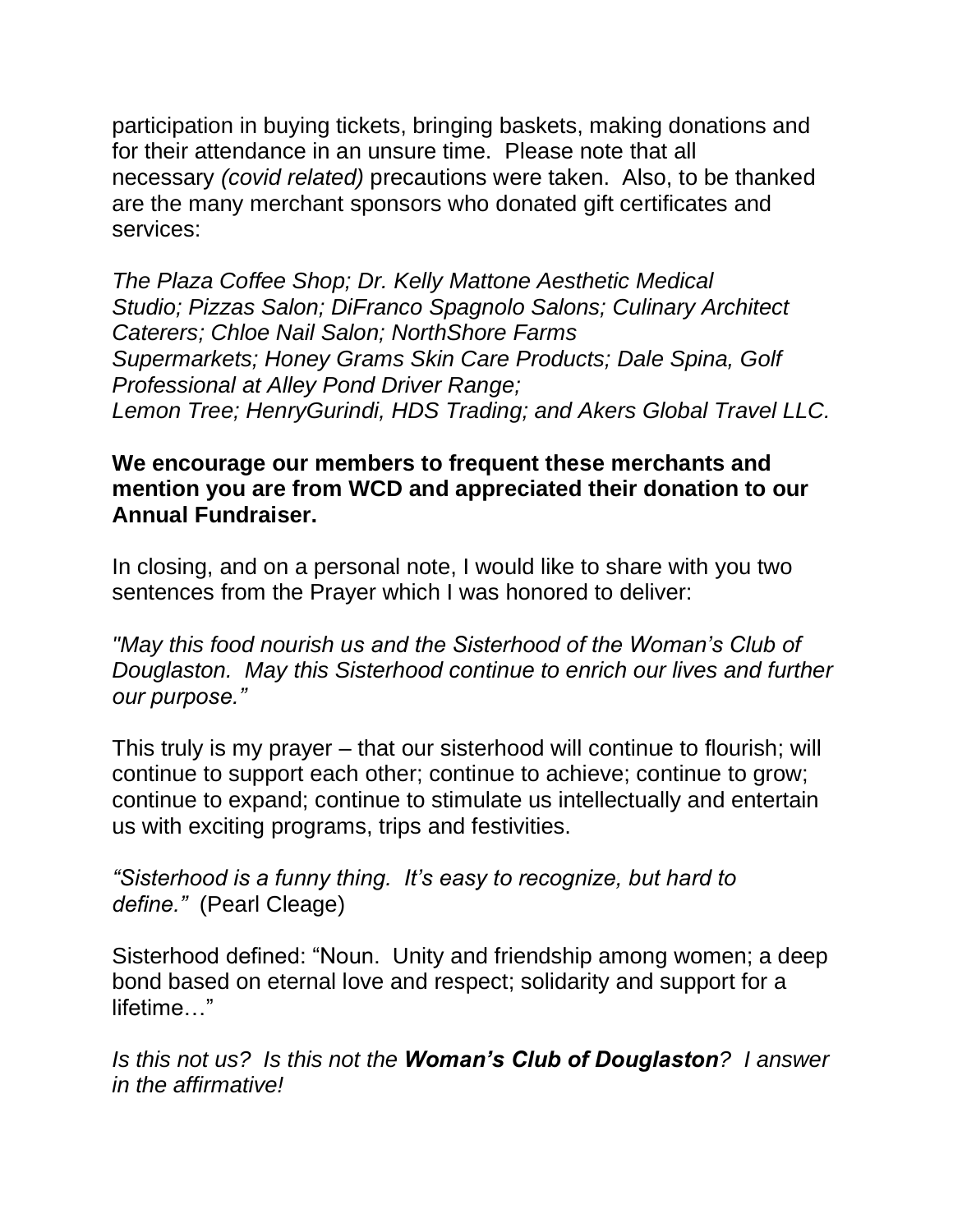participation in buying tickets, bringing baskets, making donations and for their attendance in an unsure time. Please note that all necessary *(covid related)* precautions were taken. Also, to be thanked are the many merchant sponsors who donated gift certificates and services:

*The Plaza Coffee Shop; Dr. Kelly Mattone Aesthetic Medical Studio; Pizzas Salon; DiFranco Spagnolo Salons; Culinary Architect Caterers; Chloe Nail Salon; NorthShore Farms Supermarkets; Honey Grams Skin Care Products; Dale Spina, Golf Professional at Alley Pond Driver Range; Lemon Tree; HenryGurindi, HDS Trading; and Akers Global Travel LLC.*

**We encourage our members to frequent these merchants and mention you are from WCD and appreciated their donation to our Annual Fundraiser.**

In closing, and on a personal note, I would like to share with you two sentences from the Prayer which I was honored to deliver:

*"May this food nourish us and the Sisterhood of the Woman's Club of Douglaston. May this Sisterhood continue to enrich our lives and further our purpose."*

This truly is my prayer – that our sisterhood will continue to flourish; will continue to support each other; continue to achieve; continue to grow; continue to expand; continue to stimulate us intellectually and entertain us with exciting programs, trips and festivities.

*"Sisterhood is a funny thing. It's easy to recognize, but hard to define."* (Pearl Cleage)

Sisterhood defined: "Noun. Unity and friendship among women; a deep bond based on eternal love and respect; solidarity and support for a lifetime…"

*Is this not us? Is this not the **Woman's Club of Douglaston**? I answer in the affirmative!*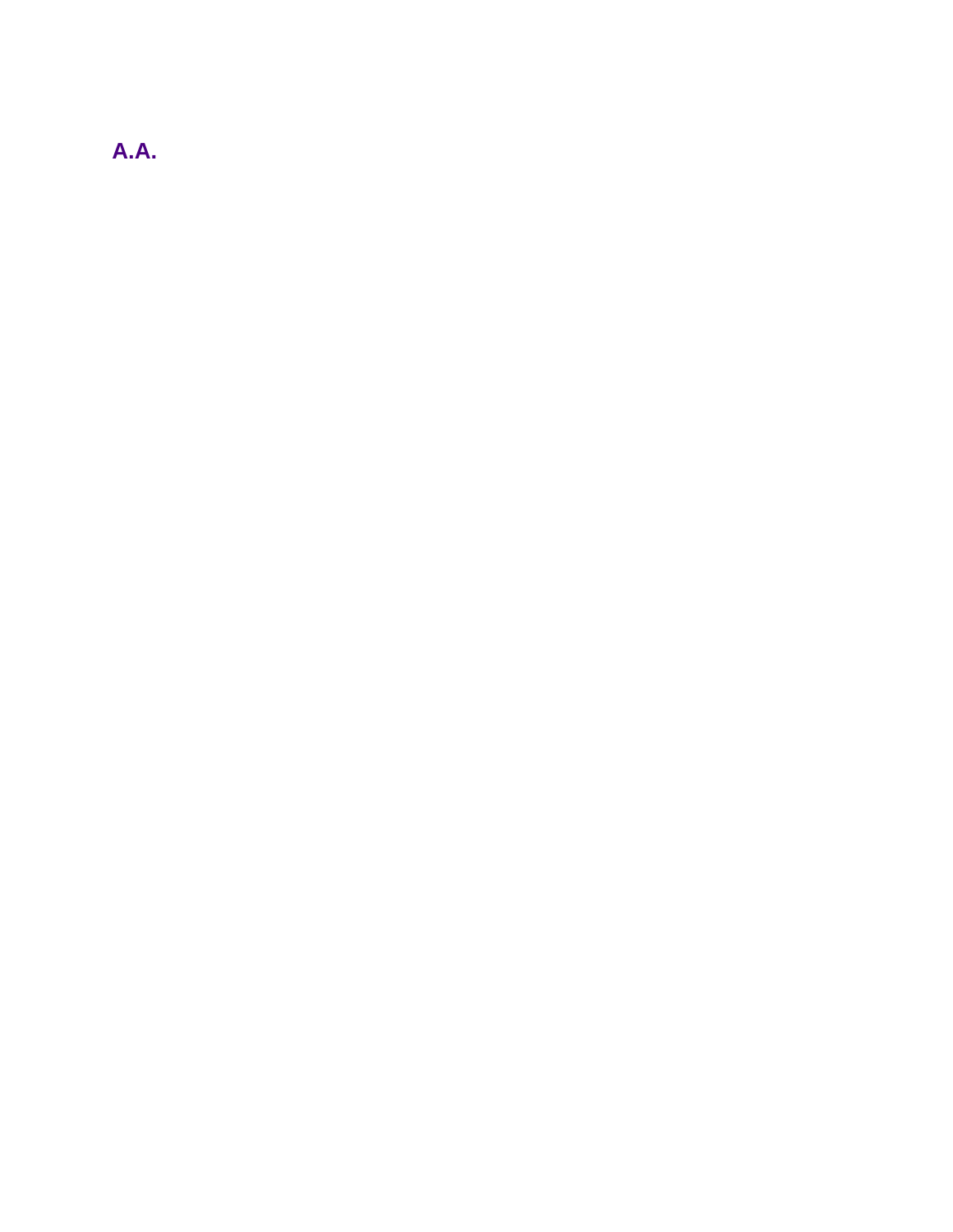**A.A.**